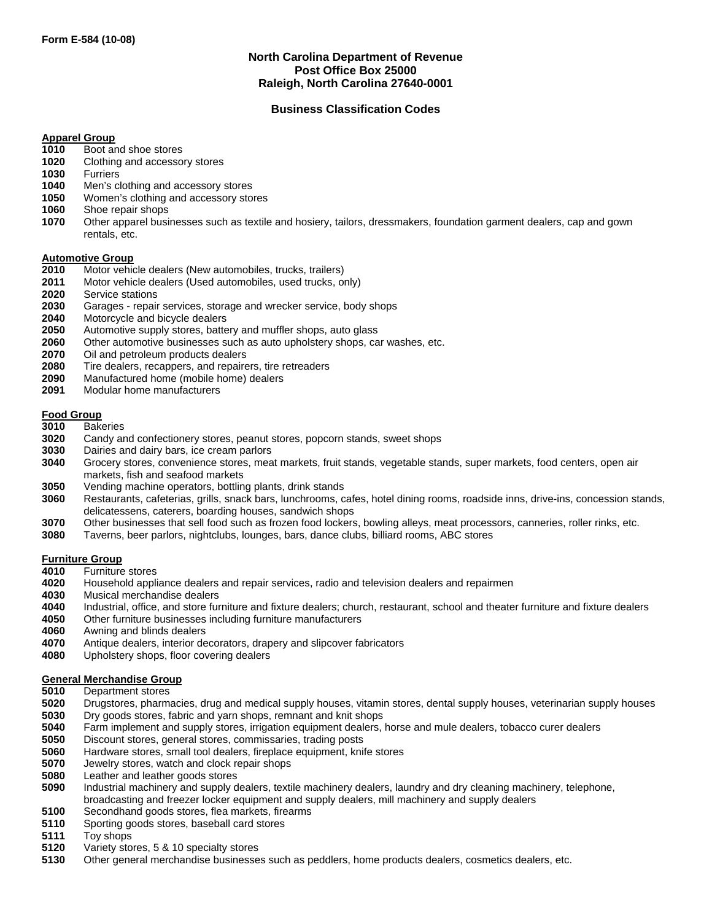Form E-584 (10-08)

**North Carolina Department of Revenue**
**Post Office Box 25000**
**Raleigh, North Carolina 27640-0001**

## Business Classification Codes

### Apparel Group

**1010** Boot and shoe stores
**1020** Clothing and accessory stores
**1030** Furriers
**1040** Men's clothing and accessory stores
**1050** Women's clothing and accessory stores
**1060** Shoe repair shops
**1070** Other apparel businesses such as textile and hosiery, tailors, dressmakers, foundation garment dealers, cap and gown rentals, etc.

### Automotive Group

**2010** Motor vehicle dealers (New automobiles, trucks, trailers)
**2011** Motor vehicle dealers (Used automobiles, used trucks, only)
**2020** Service stations
**2030** Garages - repair services, storage and wrecker service, body shops
**2040** Motorcycle and bicycle dealers
**2050** Automotive supply stores, battery and muffler shops, auto glass
**2060** Other automotive businesses such as auto upholstery shops, car washes, etc.
**2070** Oil and petroleum products dealers
**2080** Tire dealers, recappers, and repairers, tire retreaders
**2090** Manufactured home (mobile home) dealers
**2091** Modular home manufacturers

### Food Group

**3010** Bakeries
**3020** Candy and confectionery stores, peanut stores, popcorn stands, sweet shops
**3030** Dairies and dairy bars, ice cream parlors
**3040** Grocery stores, convenience stores, meat markets, fruit stands, vegetable stands, super markets, food centers, open air markets, fish and seafood markets
**3050** Vending machine operators, bottling plants, drink stands
**3060** Restaurants, cafeterias, grills, snack bars, lunchrooms, cafes, hotel dining rooms, roadside inns, drive-ins, concession stands, delicatessens, caterers, boarding houses, sandwich shops
**3070** Other businesses that sell food such as frozen food lockers, bowling alleys, meat processors, canneries, roller rinks, etc.
**3080** Taverns, beer parlors, nightclubs, lounges, bars, dance clubs, billiard rooms, ABC stores

### Furniture Group

**4010** Furniture stores
**4020** Household appliance dealers and repair services, radio and television dealers and repairmen
**4030** Musical merchandise dealers
**4040** Industrial, office, and store furniture and fixture dealers; church, restaurant, school and theater furniture and fixture dealers
**4050** Other furniture businesses including furniture manufacturers
**4060** Awning and blinds dealers
**4070** Antique dealers, interior decorators, drapery and slipcover fabricators
**4080** Upholstery shops, floor covering dealers

### General Merchandise Group

**5010** Department stores
**5020** Drugstores, pharmacies, drug and medical supply houses, vitamin stores, dental supply houses, veterinarian supply houses
**5030** Dry goods stores, fabric and yarn shops, remnant and knit shops
**5040** Farm implement and supply stores, irrigation equipment dealers, horse and mule dealers, tobacco curer dealers
**5050** Discount stores, general stores, commissaries, trading posts
**5060** Hardware stores, small tool dealers, fireplace equipment, knife stores
**5070** Jewelry stores, watch and clock repair shops
**5080** Leather and leather goods stores
**5090** Industrial machinery and supply dealers, textile machinery dealers, laundry and dry cleaning machinery, telephone, broadcasting and freezer locker equipment and supply dealers, mill machinery and supply dealers
**5100** Secondhand goods stores, flea markets, firearms
**5110** Sporting goods stores, baseball card stores
**5111** Toy shops
**5120** Variety stores, 5 & 10 specialty stores
**5130** Other general merchandise businesses such as peddlers, home products dealers, cosmetics dealers, etc.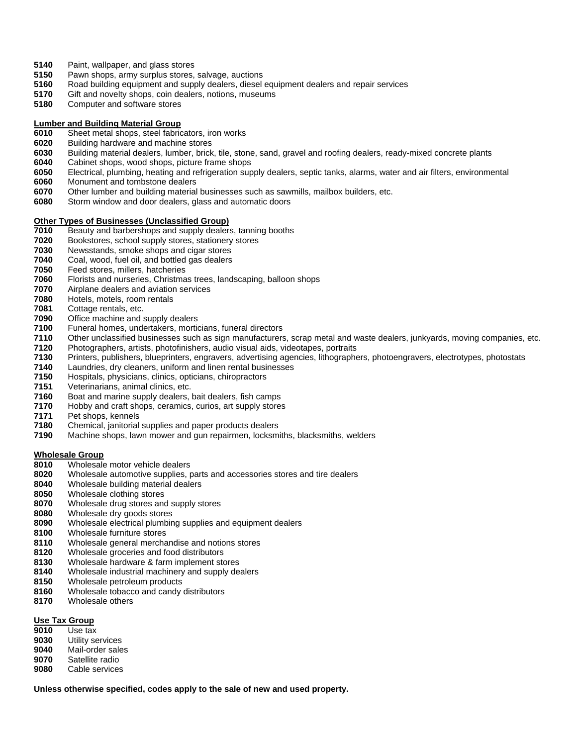**5140** Paint, wallpaper, and glass stores
**5150** Pawn shops, army surplus stores, salvage, auctions
**5160** Road building equipment and supply dealers, diesel equipment dealers and repair services
**5170** Gift and novelty shops, coin dealers, notions, museums
**5180** Computer and software stores

**Lumber and Building Material Group**

**6010** Sheet metal shops, steel fabricators, iron works
**6020** Building hardware and machine stores
**6030** Building material dealers, lumber, brick, tile, stone, sand, gravel and roofing dealers, ready-mixed concrete plants
**6040** Cabinet shops, wood shops, picture frame shops
**6050** Electrical, plumbing, heating and refrigeration supply dealers, septic tanks, alarms, water and air filters, environmental
**6060** Monument and tombstone dealers
**6070** Other lumber and building material businesses such as sawmills, mailbox builders, etc.
**6080** Storm window and door dealers, glass and automatic doors

**Other Types of Businesses (Unclassified Group)**

**7010** Beauty and barbershops and supply dealers, tanning booths
**7020** Bookstores, school supply stores, stationery stores
**7030** Newsstands, smoke shops and cigar stores
**7040** Coal, wood, fuel oil, and bottled gas dealers
**7050** Feed stores, millers, hatcheries
**7060** Florists and nurseries, Christmas trees, landscaping, balloon shops
**7070** Airplane dealers and aviation services
**7080** Hotels, motels, room rentals
**7081** Cottage rentals, etc.
**7090** Office machine and supply dealers
**7100** Funeral homes, undertakers, morticians, funeral directors
**7110** Other unclassified businesses such as sign manufacturers, scrap metal and waste dealers, junkyards, moving companies, etc.
**7120** Photographers, artists, photofinishers, audio visual aids, videotapes, portraits
**7130** Printers, publishers, blueprinters, engravers, advertising agencies, lithographers, photoengravers, electrotypes, photostats
**7140** Laundries, dry cleaners, uniform and linen rental businesses
**7150** Hospitals, physicians, clinics, opticians, chiropractors
**7151** Veterinarians, animal clinics, etc.
**7160** Boat and marine supply dealers, bait dealers, fish camps
**7170** Hobby and craft shops, ceramics, curios, art supply stores
**7171** Pet shops, kennels
**7180** Chemical, janitorial supplies and paper products dealers
**7190** Machine shops, lawn mower and gun repairmen, locksmiths, blacksmiths, welders

**Wholesale Group**

**8010** Wholesale motor vehicle dealers
**8020** Wholesale automotive supplies, parts and accessories stores and tire dealers
**8040** Wholesale building material dealers
**8050** Wholesale clothing stores
**8070** Wholesale drug stores and supply stores
**8080** Wholesale dry goods stores
**8090** Wholesale electrical plumbing supplies and equipment dealers
**8100** Wholesale furniture stores
**8110** Wholesale general merchandise and notions stores
**8120** Wholesale groceries and food distributors
**8130** Wholesale hardware & farm implement stores
**8140** Wholesale industrial machinery and supply dealers
**8150** Wholesale petroleum products
**8160** Wholesale tobacco and candy distributors
**8170** Wholesale others

**Use Tax Group**

**9010** Use tax
**9030** Utility services
**9040** Mail-order sales
**9070** Satellite radio
**9080** Cable services

**Unless otherwise specified, codes apply to the sale of new and used property.**